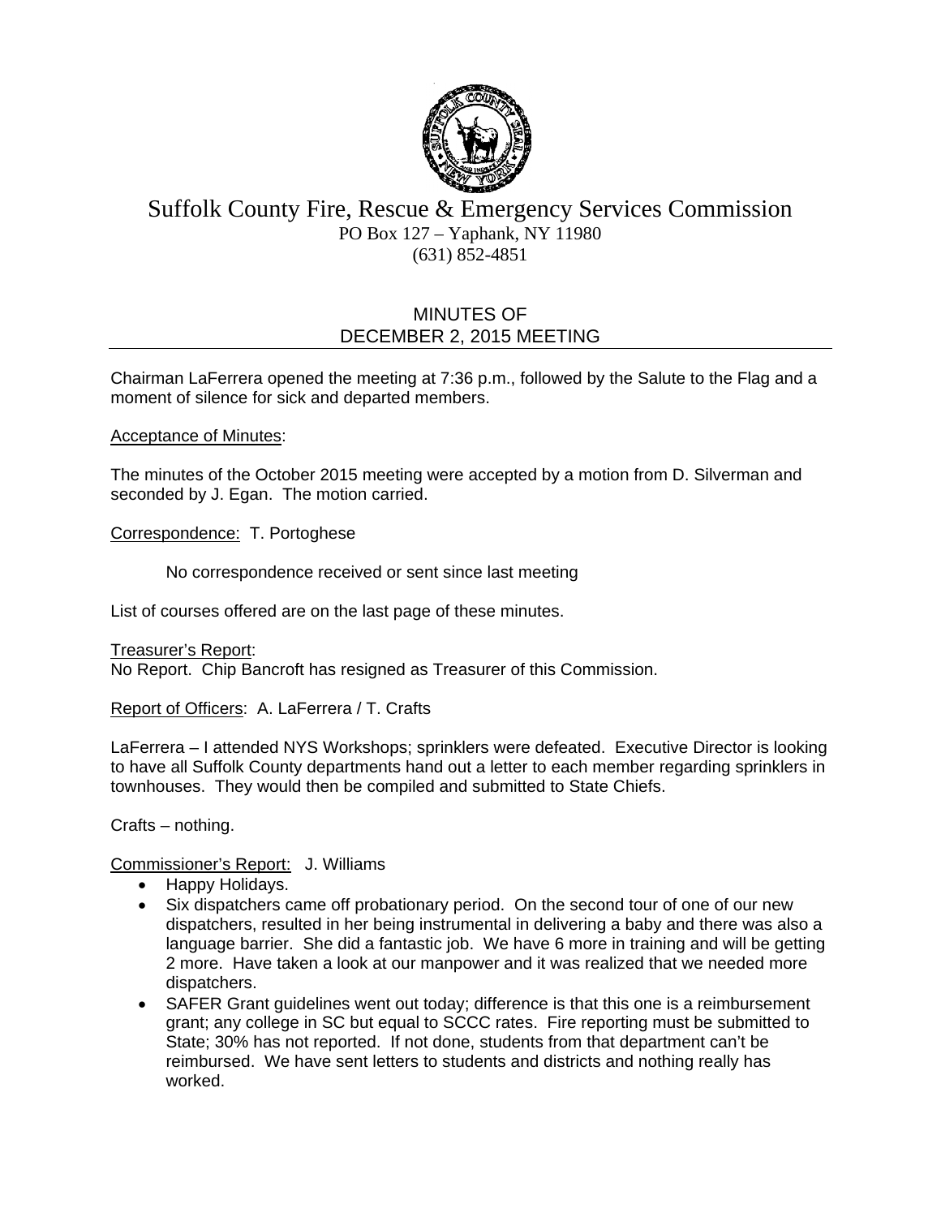# Suffolk County Fire, Rescue & Emergency Services Commission

PO Box 127 – Yaphank, NY 11980
(631) 852-4851

## MINUTES OF DECEMBER 2, 2015 MEETING

Chairman LaFerrera opened the meeting at 7:36 p.m., followed by the Salute to the Flag and a moment of silence for sick and departed members.

Acceptance of Minutes:

The minutes of the October 2015 meeting were accepted by a motion from D. Silverman and seconded by J. Egan. The motion carried.

Correspondence: T. Portoghese

No correspondence received or sent since last meeting

List of courses offered are on the last page of these minutes.

Treasurer's Report:
No Report. Chip Bancroft has resigned as Treasurer of this Commission.

Report of Officers: A. LaFerrera / T. Crafts

LaFerrera – I attended NYS Workshops; sprinklers were defeated. Executive Director is looking to have all Suffolk County departments hand out a letter to each member regarding sprinklers in townhouses. They would then be compiled and submitted to State Chiefs.

Crafts – nothing.

Commissioner's Report: J. Williams

- Happy Holidays.
- Six dispatchers came off probationary period. On the second tour of one of our new dispatchers, resulted in her being instrumental in delivering a baby and there was also a language barrier. She did a fantastic job. We have 6 more in training and will be getting 2 more. Have taken a look at our manpower and it was realized that we needed more dispatchers.
- SAFER Grant guidelines went out today; difference is that this one is a reimbursement grant; any college in SC but equal to SCCC rates. Fire reporting must be submitted to State; 30% has not reported. If not done, students from that department can't be reimbursed. We have sent letters to students and districts and nothing really has worked.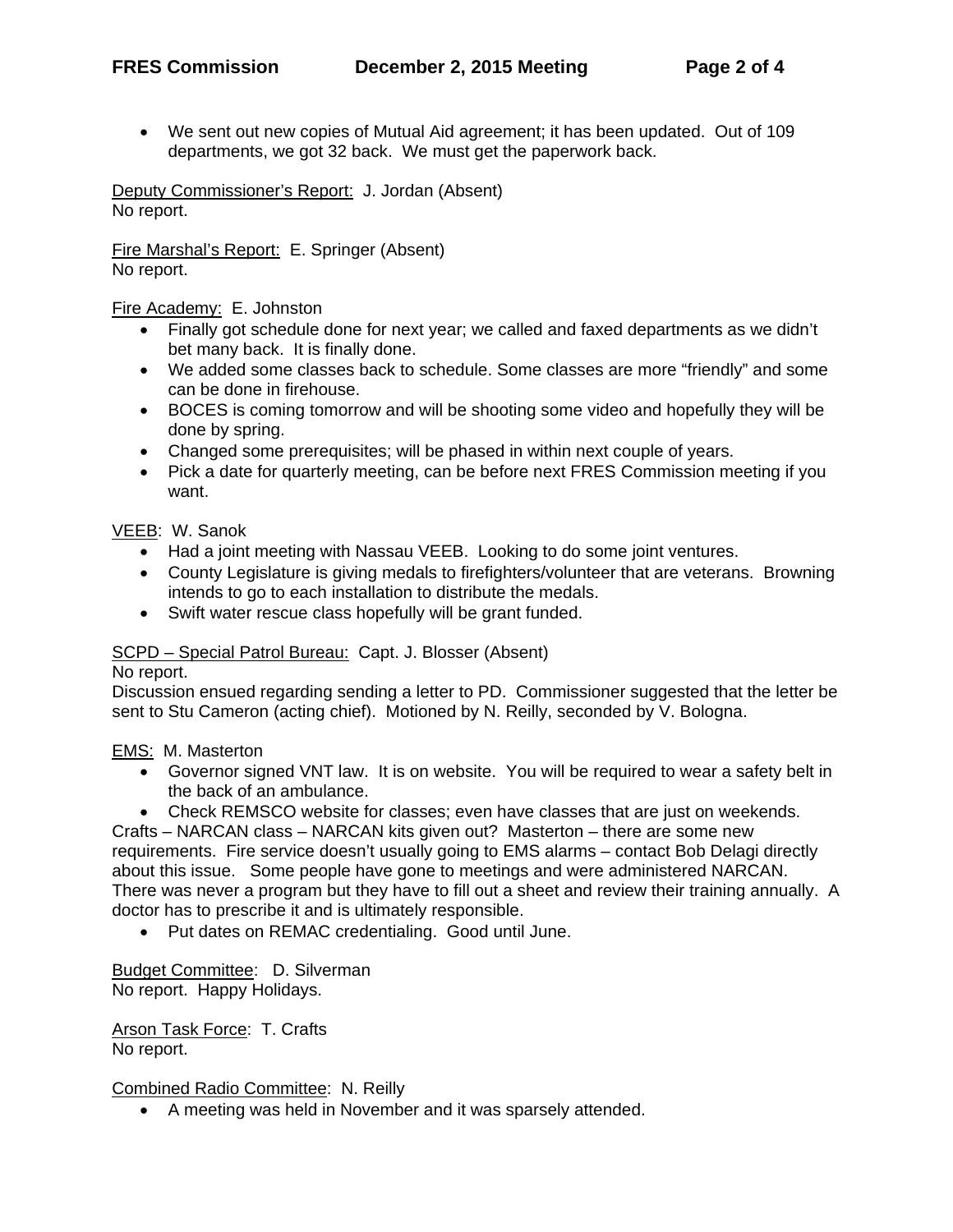- We sent out new copies of Mutual Aid agreement; it has been updated. Out of 109 departments, we got 32 back. We must get the paperwork back.

Deputy Commissioner's Report: J. Jordan (Absent)
No report.

Fire Marshal's Report: E. Springer (Absent)
No report.

Fire Academy: E. Johnston

- Finally got schedule done for next year; we called and faxed departments as we didn't bet many back. It is finally done.
- We added some classes back to schedule. Some classes are more "friendly" and some can be done in firehouse.
- BOCES is coming tomorrow and will be shooting some video and hopefully they will be done by spring.
- Changed some prerequisites; will be phased in within next couple of years.
- Pick a date for quarterly meeting, can be before next FRES Commission meeting if you want.

VEEB: W. Sanok

- Had a joint meeting with Nassau VEEB. Looking to do some joint ventures.
- County Legislature is giving medals to firefighters/volunteer that are veterans. Browning intends to go to each installation to distribute the medals.
- Swift water rescue class hopefully will be grant funded.

SCPD – Special Patrol Bureau: Capt. J. Blosser (Absent)
No report.
Discussion ensued regarding sending a letter to PD. Commissioner suggested that the letter be sent to Stu Cameron (acting chief). Motioned by N. Reilly, seconded by V. Bologna.

EMS: M. Masterton

- Governor signed VNT law. It is on website. You will be required to wear a safety belt in the back of an ambulance.
- Check REMSCO website for classes; even have classes that are just on weekends.

Crafts – NARCAN class – NARCAN kits given out? Masterton – there are some new requirements. Fire service doesn't usually going to EMS alarms – contact Bob Delagi directly about this issue. Some people have gone to meetings and were administered NARCAN. There was never a program but they have to fill out a sheet and review their training annually. A doctor has to prescribe it and is ultimately responsible.

- Put dates on REMAC credentialing. Good until June.

Budget Committee: D. Silverman
No report. Happy Holidays.

Arson Task Force: T. Crafts
No report.

Combined Radio Committee: N. Reilly

- A meeting was held in November and it was sparsely attended.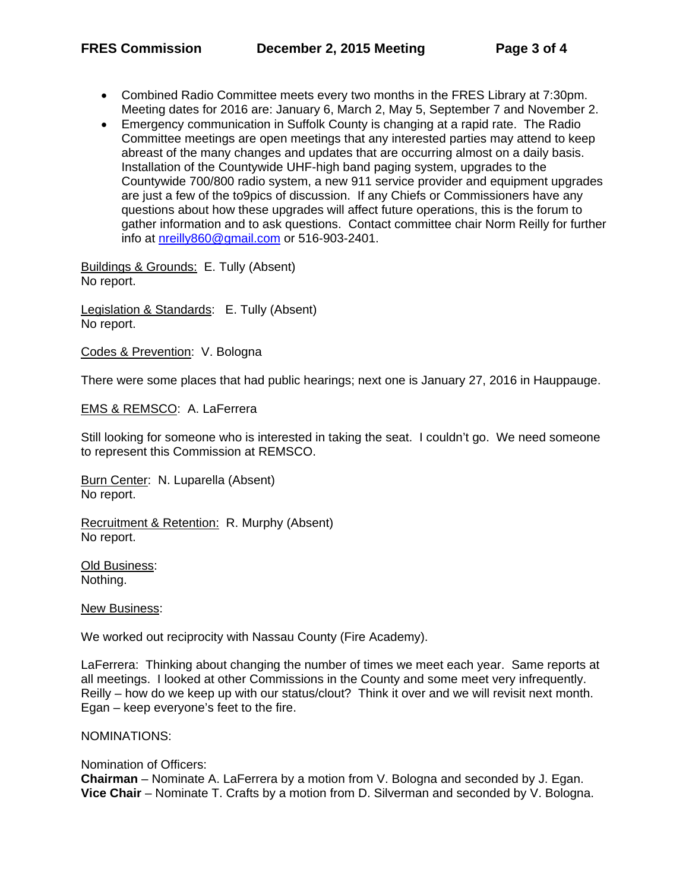- Combined Radio Committee meets every two months in the FRES Library at 7:30pm. Meeting dates for 2016 are: January 6, March 2, May 5, September 7 and November 2.
- Emergency communication in Suffolk County is changing at a rapid rate. The Radio Committee meetings are open meetings that any interested parties may attend to keep abreast of the many changes and updates that are occurring almost on a daily basis. Installation of the Countywide UHF-high band paging system, upgrades to the Countywide 700/800 radio system, a new 911 service provider and equipment upgrades are just a few of the to9pics of discussion. If any Chiefs or Commissioners have any questions about how these upgrades will affect future operations, this is the forum to gather information and to ask questions. Contact committee chair Norm Reilly for further info at nreilly860@gmail.com or 516-903-2401.

Buildings & Grounds: E. Tully (Absent)
No report.

Legislation & Standards: E. Tully (Absent)
No report.

Codes & Prevention: V. Bologna

There were some places that had public hearings; next one is January 27, 2016 in Hauppauge.

EMS & REMSCO: A. LaFerrera

Still looking for someone who is interested in taking the seat. I couldn't go. We need someone to represent this Commission at REMSCO.

Burn Center: N. Luparella (Absent)
No report.

Recruitment & Retention: R. Murphy (Absent)
No report.

Old Business:
Nothing.

New Business:

We worked out reciprocity with Nassau County (Fire Academy).

LaFerrera: Thinking about changing the number of times we meet each year. Same reports at all meetings. I looked at other Commissions in the County and some meet very infrequently. Reilly – how do we keep up with our status/clout? Think it over and we will revisit next month. Egan – keep everyone's feet to the fire.

NOMINATIONS:

Nomination of Officers:
**Chairman** – Nominate A. LaFerrera by a motion from V. Bologna and seconded by J. Egan.
**Vice Chair** – Nominate T. Crafts by a motion from D. Silverman and seconded by V. Bologna.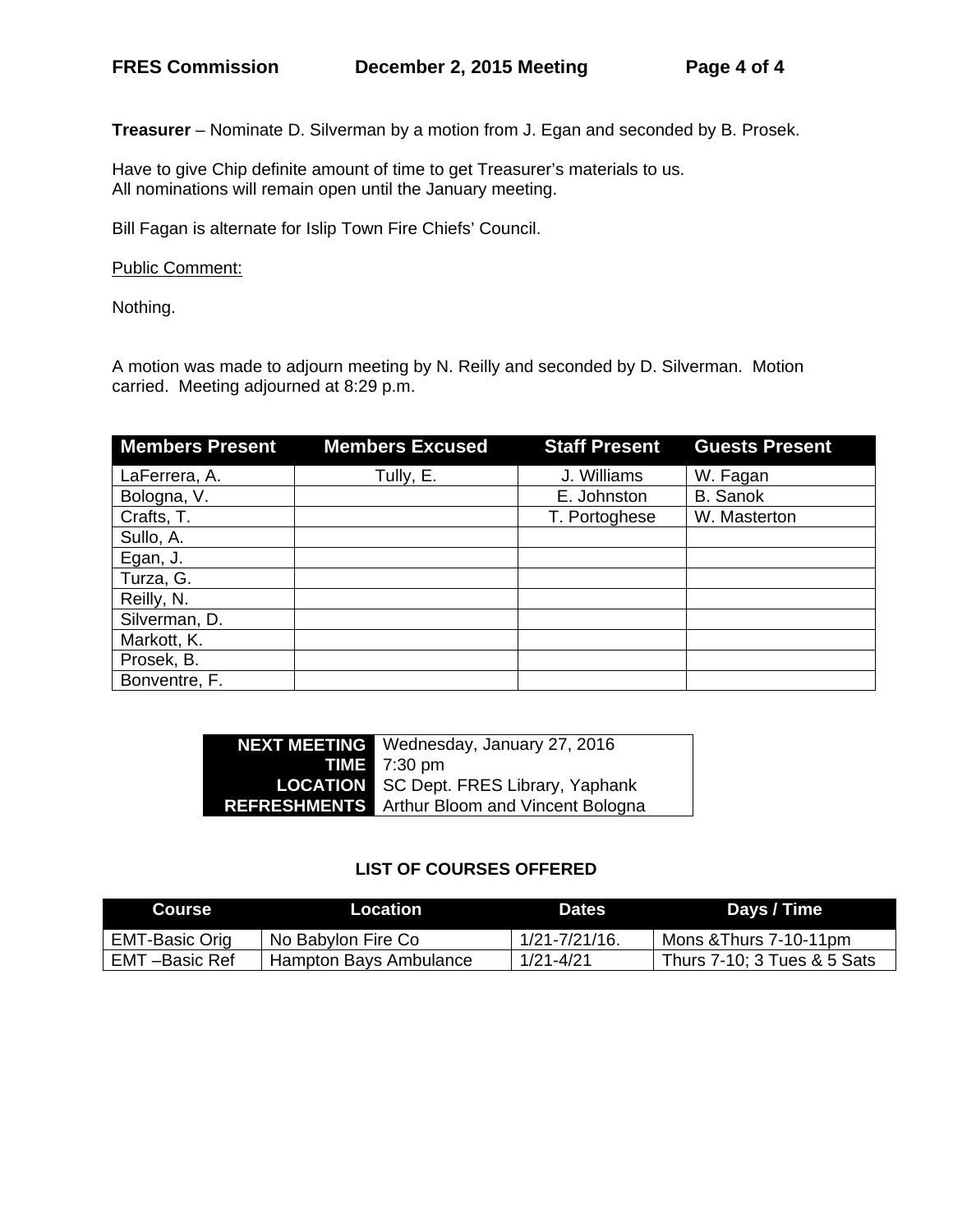**Treasurer** – Nominate D. Silverman by a motion from J. Egan and seconded by B. Prosek.

Have to give Chip definite amount of time to get Treasurer's materials to us.
All nominations will remain open until the January meeting.

Bill Fagan is alternate for Islip Town Fire Chiefs' Council.

Public Comment:

Nothing.

A motion was made to adjourn meeting by N. Reilly and seconded by D. Silverman. Motion carried. Meeting adjourned at 8:29 p.m.

| Members Present | Members Excused | Staff Present | Guests Present |
|---|---|---|---|
| LaFerrera, A. | Tully, E. | J. Williams | W. Fagan |
| Bologna, V. | | E. Johnston | B. Sanok |
| Crafts, T. | | T. Portoghese | W. Masterton |
| Sullo, A. | | | |
| Egan, J. | | | |
| Turza, G. | | | |
| Reilly, N. | | | |
| Silverman, D. | | | |
| Markott, K. | | | |
| Prosek, B. | | | |
| Bonventre, F. | | | |

| | |
|---|---|
| **NEXT MEETING** | Wednesday, January 27, 2016 |
| **TIME** | 7:30 pm |
| **LOCATION** | SC Dept. FRES Library, Yaphank |
| **REFRESHMENTS** | Arthur Bloom and Vincent Bologna |

**LIST OF COURSES OFFERED**

| Course | Location | Dates | Days / Time |
|---|---|---|---|
| EMT-Basic Orig | No Babylon Fire Co | 1/21-7/21/16. | Mons &Thurs 7-10-11pm |
| EMT –Basic Ref | Hampton Bays Ambulance | 1/21-4/21 | Thurs 7-10; 3 Tues & 5 Sats |